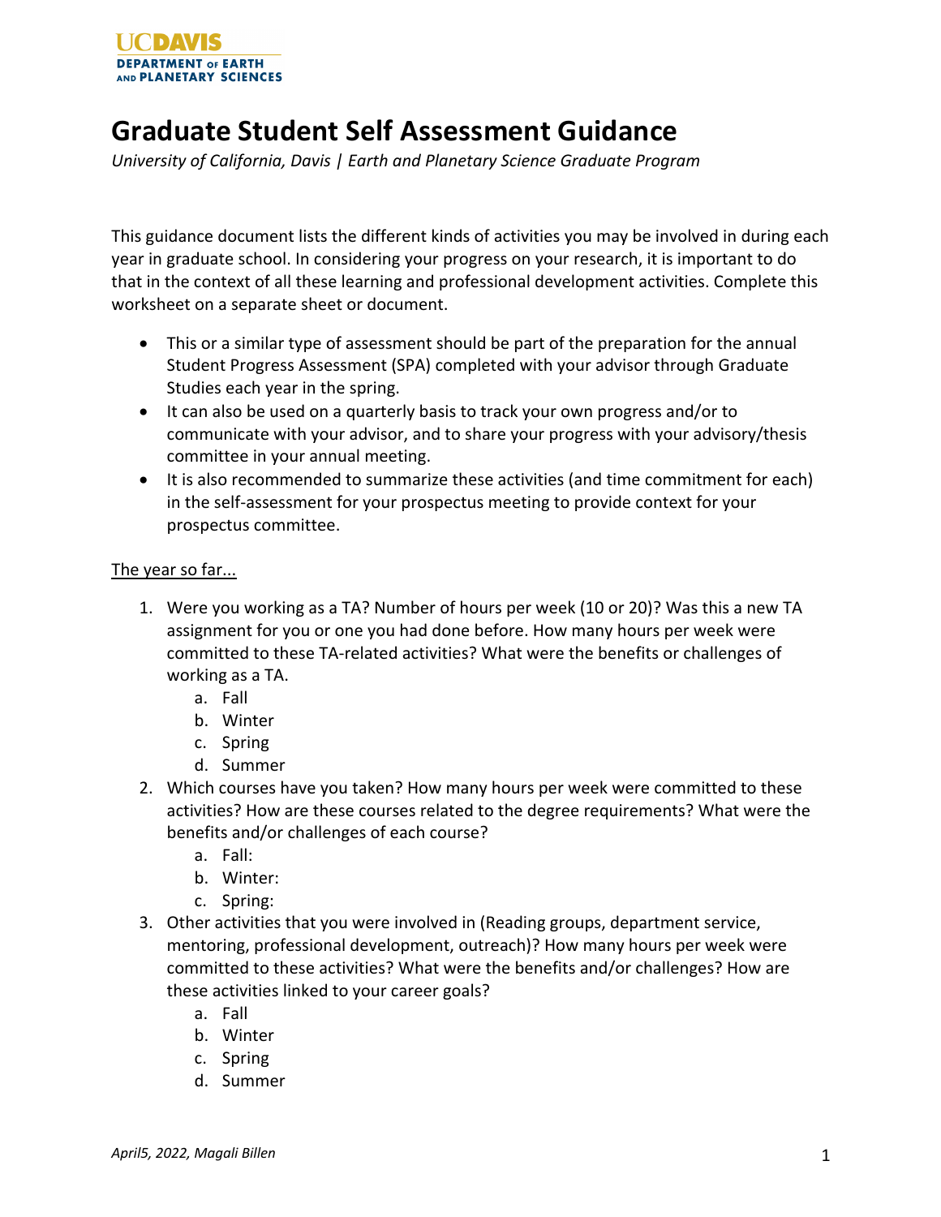UCDAVIS
DEPARTMENT OF EARTH AND PLANETARY SCIENCES

# Graduate Student Self Assessment Guidance

*University of California, Davis | Earth and Planetary Science Graduate Program*

This guidance document lists the different kinds of activities you may be involved in during each year in graduate school. In considering your progress on your research, it is important to do that in the context of all these learning and professional development activities. Complete this worksheet on a separate sheet or document.

- This or a similar type of assessment should be part of the preparation for the annual Student Progress Assessment (SPA) completed with your advisor through Graduate Studies each year in the spring.
- It can also be used on a quarterly basis to track your own progress and/or to communicate with your advisor, and to share your progress with your advisory/thesis committee in your annual meeting.
- It is also recommended to summarize these activities (and time commitment for each) in the self-assessment for your prospectus meeting to provide context for your prospectus committee.

<u>The year so far...</u>

1. Were you working as a TA? Number of hours per week (10 or 20)? Was this a new TA assignment for you or one you had done before. How many hours per week were committed to these TA-related activities? What were the benefits or challenges of working as a TA.
   a. Fall
   b. Winter
   c. Spring
   d. Summer
2. Which courses have you taken? How many hours per week were committed to these activities? How are these courses related to the degree requirements? What were the benefits and/or challenges of each course?
   a. Fall:
   b. Winter:
   c. Spring:
3. Other activities that you were involved in (Reading groups, department service, mentoring, professional development, outreach)? How many hours per week were committed to these activities? What were the benefits and/or challenges? How are these activities linked to your career goals?
   a. Fall
   b. Winter
   c. Spring
   d. Summer

*April5, 2022, Magali Billen*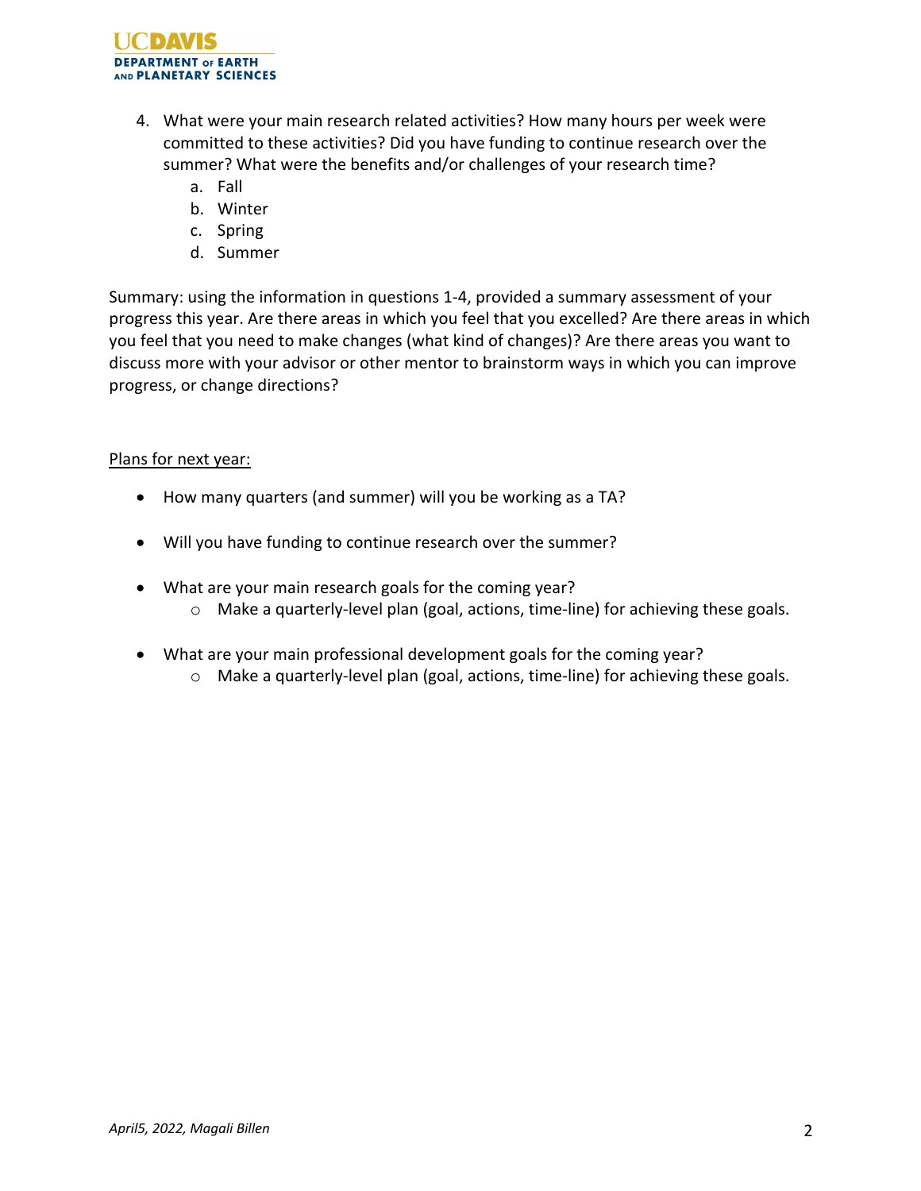4. What were your main research related activities? How many hours per week were committed to these activities? Did you have funding to continue research over the summer? What were the benefits and/or challenges of your research time?
    a. Fall
    b. Winter
    c. Spring
    d. Summer

Summary: using the information in questions 1-4, provided a summary assessment of your progress this year. Are there areas in which you feel that you excelled? Are there areas in which you feel that you need to make changes (what kind of changes)? Are there areas you want to discuss more with your advisor or other mentor to brainstorm ways in which you can improve progress, or change directions?

<u>Plans for next year:</u>

- How many quarters (and summer) will you be working as a TA?

- Will you have funding to continue research over the summer?

- What are your main research goals for the coming year?
    - Make a quarterly-level plan (goal, actions, time-line) for achieving these goals.

- What are your main professional development goals for the coming year?
    - Make a quarterly-level plan (goal, actions, time-line) for achieving these goals.

*April5, 2022, Magali Billen*